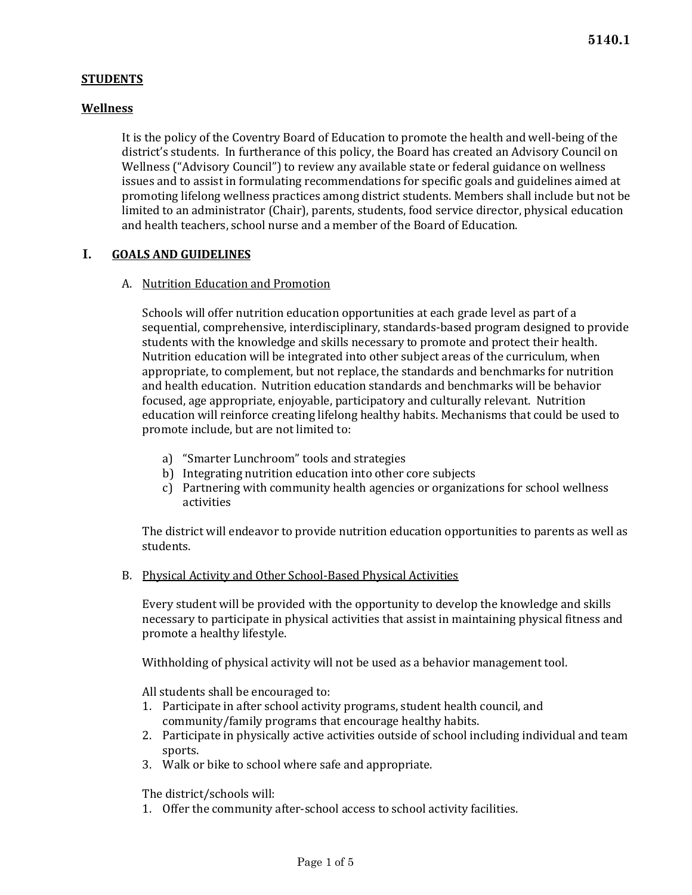5140.1

**STUDENTS**

**Wellness**

It is the policy of the Coventry Board of Education to promote the health and well-being of the district's students. In furtherance of this policy, the Board has created an Advisory Council on Wellness ("Advisory Council") to review any available state or federal guidance on wellness issues and to assist in formulating recommendations for specific goals and guidelines aimed at promoting lifelong wellness practices among district students. Members shall include but not be limited to an administrator (Chair), parents, students, food service director, physical education and health teachers, school nurse and a member of the Board of Education.

## I. GOALS AND GUIDELINES

### A. Nutrition Education and Promotion

Schools will offer nutrition education opportunities at each grade level as part of a sequential, comprehensive, interdisciplinary, standards-based program designed to provide students with the knowledge and skills necessary to promote and protect their health. Nutrition education will be integrated into other subject areas of the curriculum, when appropriate, to complement, but not replace, the standards and benchmarks for nutrition and health education. Nutrition education standards and benchmarks will be behavior focused, age appropriate, enjoyable, participatory and culturally relevant. Nutrition education will reinforce creating lifelong healthy habits. Mechanisms that could be used to promote include, but are not limited to:

a) "Smarter Lunchroom" tools and strategies
b) Integrating nutrition education into other core subjects
c) Partnering with community health agencies or organizations for school wellness activities

The district will endeavor to provide nutrition education opportunities to parents as well as students.

### B. Physical Activity and Other School-Based Physical Activities

Every student will be provided with the opportunity to develop the knowledge and skills necessary to participate in physical activities that assist in maintaining physical fitness and promote a healthy lifestyle.

Withholding of physical activity will not be used as a behavior management tool.

All students shall be encouraged to:

1. Participate in after school activity programs, student health council, and community/family programs that encourage healthy habits.
2. Participate in physically active activities outside of school including individual and team sports.
3. Walk or bike to school where safe and appropriate.

The district/schools will:

1. Offer the community after-school access to school activity facilities.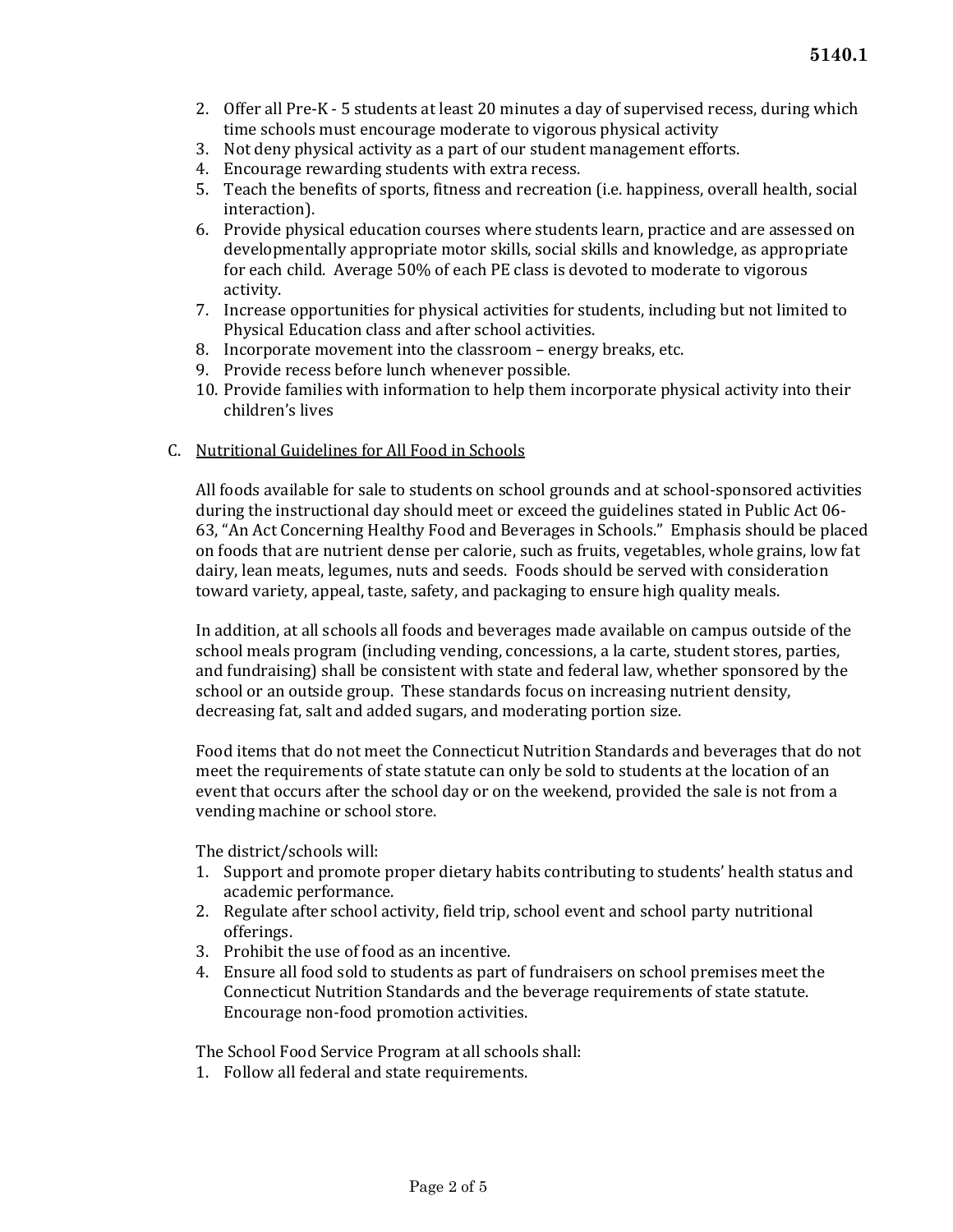2. Offer all Pre-K - 5 students at least 20 minutes a day of supervised recess, during which time schools must encourage moderate to vigorous physical activity
3. Not deny physical activity as a part of our student management efforts.
4. Encourage rewarding students with extra recess.
5. Teach the benefits of sports, fitness and recreation (i.e. happiness, overall health, social interaction).
6. Provide physical education courses where students learn, practice and are assessed on developmentally appropriate motor skills, social skills and knowledge, as appropriate for each child. Average 50% of each PE class is devoted to moderate to vigorous activity.
7. Increase opportunities for physical activities for students, including but not limited to Physical Education class and after school activities.
8. Incorporate movement into the classroom – energy breaks, etc.
9. Provide recess before lunch whenever possible.
10. Provide families with information to help them incorporate physical activity into their children's lives

C. <u>Nutritional Guidelines for All Food in Schools</u>

All foods available for sale to students on school grounds and at school-sponsored activities during the instructional day should meet or exceed the guidelines stated in Public Act 06-63, "An Act Concerning Healthy Food and Beverages in Schools." Emphasis should be placed on foods that are nutrient dense per calorie, such as fruits, vegetables, whole grains, low fat dairy, lean meats, legumes, nuts and seeds. Foods should be served with consideration toward variety, appeal, taste, safety, and packaging to ensure high quality meals.

In addition, at all schools all foods and beverages made available on campus outside of the school meals program (including vending, concessions, a la carte, student stores, parties, and fundraising) shall be consistent with state and federal law, whether sponsored by the school or an outside group. These standards focus on increasing nutrient density, decreasing fat, salt and added sugars, and moderating portion size.

Food items that do not meet the Connecticut Nutrition Standards and beverages that do not meet the requirements of state statute can only be sold to students at the location of an event that occurs after the school day or on the weekend, provided the sale is not from a vending machine or school store.

The district/schools will:

1. Support and promote proper dietary habits contributing to students' health status and academic performance.
2. Regulate after school activity, field trip, school event and school party nutritional offerings.
3. Prohibit the use of food as an incentive.
4. Ensure all food sold to students as part of fundraisers on school premises meet the Connecticut Nutrition Standards and the beverage requirements of state statute. Encourage non-food promotion activities.

The School Food Service Program at all schools shall:

1. Follow all federal and state requirements.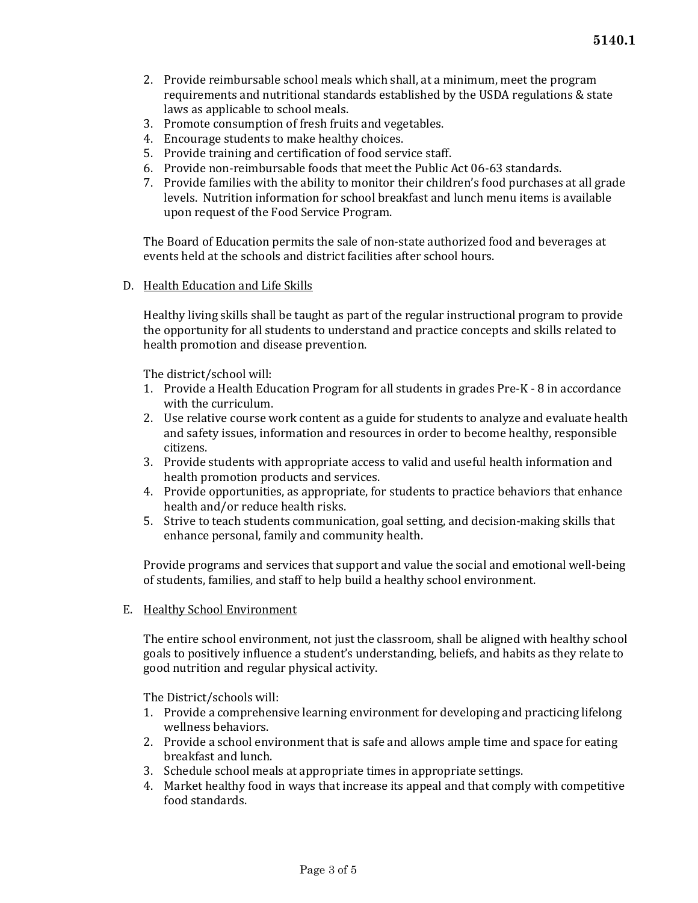2. Provide reimbursable school meals which shall, at a minimum, meet the program requirements and nutritional standards established by the USDA regulations & state laws as applicable to school meals.
3. Promote consumption of fresh fruits and vegetables.
4. Encourage students to make healthy choices.
5. Provide training and certification of food service staff.
6. Provide non-reimbursable foods that meet the Public Act 06-63 standards.
7. Provide families with the ability to monitor their children's food purchases at all grade levels. Nutrition information for school breakfast and lunch menu items is available upon request of the Food Service Program.

The Board of Education permits the sale of non-state authorized food and beverages at events held at the schools and district facilities after school hours.

D. Health Education and Life Skills

Healthy living skills shall be taught as part of the regular instructional program to provide the opportunity for all students to understand and practice concepts and skills related to health promotion and disease prevention.

The district/school will:

1. Provide a Health Education Program for all students in grades Pre-K - 8 in accordance with the curriculum.
2. Use relative course work content as a guide for students to analyze and evaluate health and safety issues, information and resources in order to become healthy, responsible citizens.
3. Provide students with appropriate access to valid and useful health information and health promotion products and services.
4. Provide opportunities, as appropriate, for students to practice behaviors that enhance health and/or reduce health risks.
5. Strive to teach students communication, goal setting, and decision-making skills that enhance personal, family and community health.

Provide programs and services that support and value the social and emotional well-being of students, families, and staff to help build a healthy school environment.

E. Healthy School Environment

The entire school environment, not just the classroom, shall be aligned with healthy school goals to positively influence a student's understanding, beliefs, and habits as they relate to good nutrition and regular physical activity.

The District/schools will:

1. Provide a comprehensive learning environment for developing and practicing lifelong wellness behaviors.
2. Provide a school environment that is safe and allows ample time and space for eating breakfast and lunch.
3. Schedule school meals at appropriate times in appropriate settings.
4. Market healthy food in ways that increase its appeal and that comply with competitive food standards.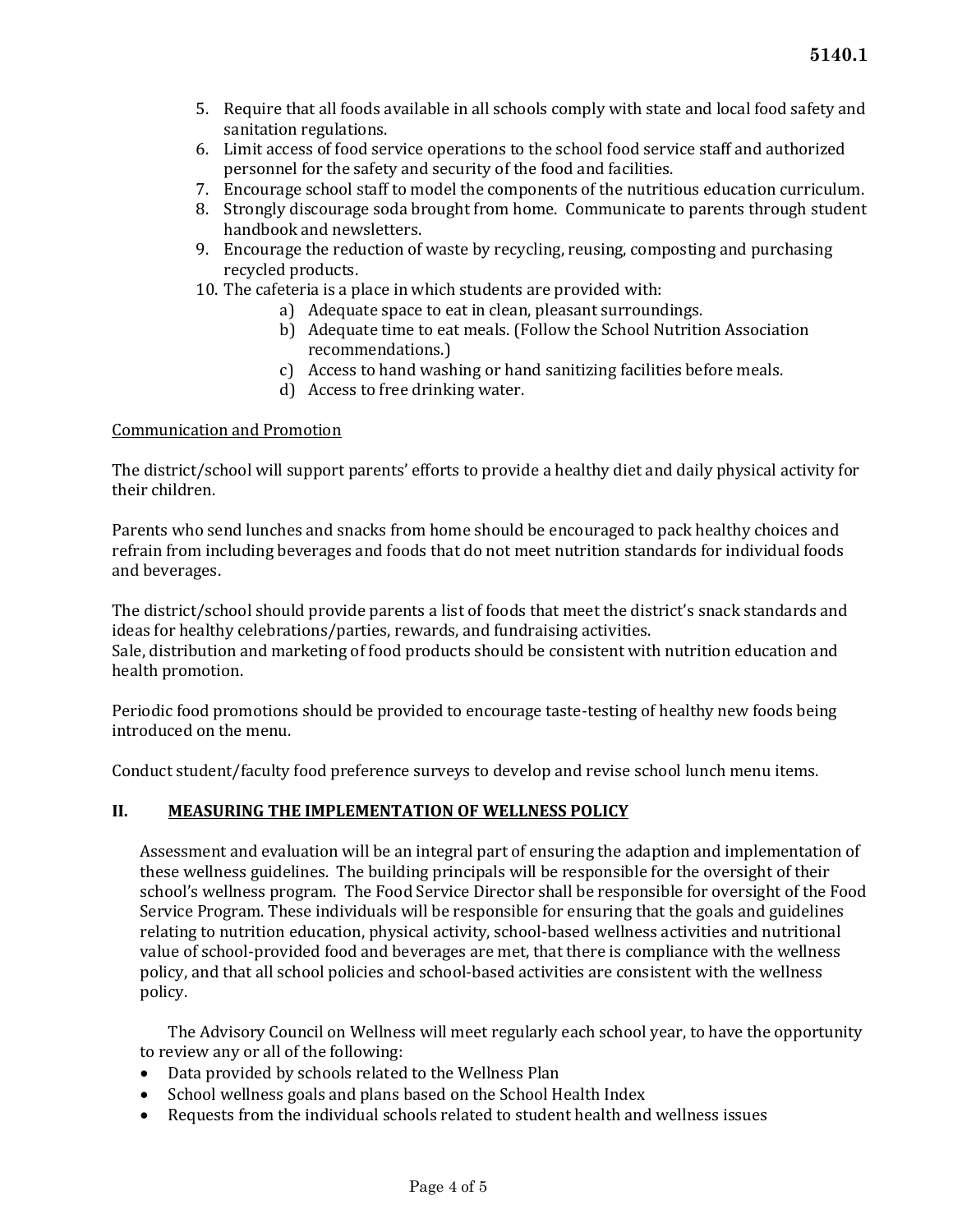5. Require that all foods available in all schools comply with state and local food safety and sanitation regulations.
6. Limit access of food service operations to the school food service staff and authorized personnel for the safety and security of the food and facilities.
7. Encourage school staff to model the components of the nutritious education curriculum.
8. Strongly discourage soda brought from home. Communicate to parents through student handbook and newsletters.
9. Encourage the reduction of waste by recycling, reusing, composting and purchasing recycled products.
10. The cafeteria is a place in which students are provided with:
    a) Adequate space to eat in clean, pleasant surroundings.
    b) Adequate time to eat meals. (Follow the School Nutrition Association recommendations.)
    c) Access to hand washing or hand sanitizing facilities before meals.
    d) Access to free drinking water.

<u>Communication and Promotion</u>

The district/school will support parents' efforts to provide a healthy diet and daily physical activity for their children.

Parents who send lunches and snacks from home should be encouraged to pack healthy choices and refrain from including beverages and foods that do not meet nutrition standards for individual foods and beverages.

The district/school should provide parents a list of foods that meet the district's snack standards and ideas for healthy celebrations/parties, rewards, and fundraising activities.
Sale, distribution and marketing of food products should be consistent with nutrition education and health promotion.

Periodic food promotions should be provided to encourage taste-testing of healthy new foods being introduced on the menu.

Conduct student/faculty food preference surveys to develop and revise school lunch menu items.

## II. MEASURING THE IMPLEMENTATION OF WELLNESS POLICY

Assessment and evaluation will be an integral part of ensuring the adaption and implementation of these wellness guidelines. The building principals will be responsible for the oversight of their school's wellness program. The Food Service Director shall be responsible for oversight of the Food Service Program. These individuals will be responsible for ensuring that the goals and guidelines relating to nutrition education, physical activity, school-based wellness activities and nutritional value of school-provided food and beverages are met, that there is compliance with the wellness policy, and that all school policies and school-based activities are consistent with the wellness policy.

The Advisory Council on Wellness will meet regularly each school year, to have the opportunity to review any or all of the following:

- Data provided by schools related to the Wellness Plan
- School wellness goals and plans based on the School Health Index
- Requests from the individual schools related to student health and wellness issues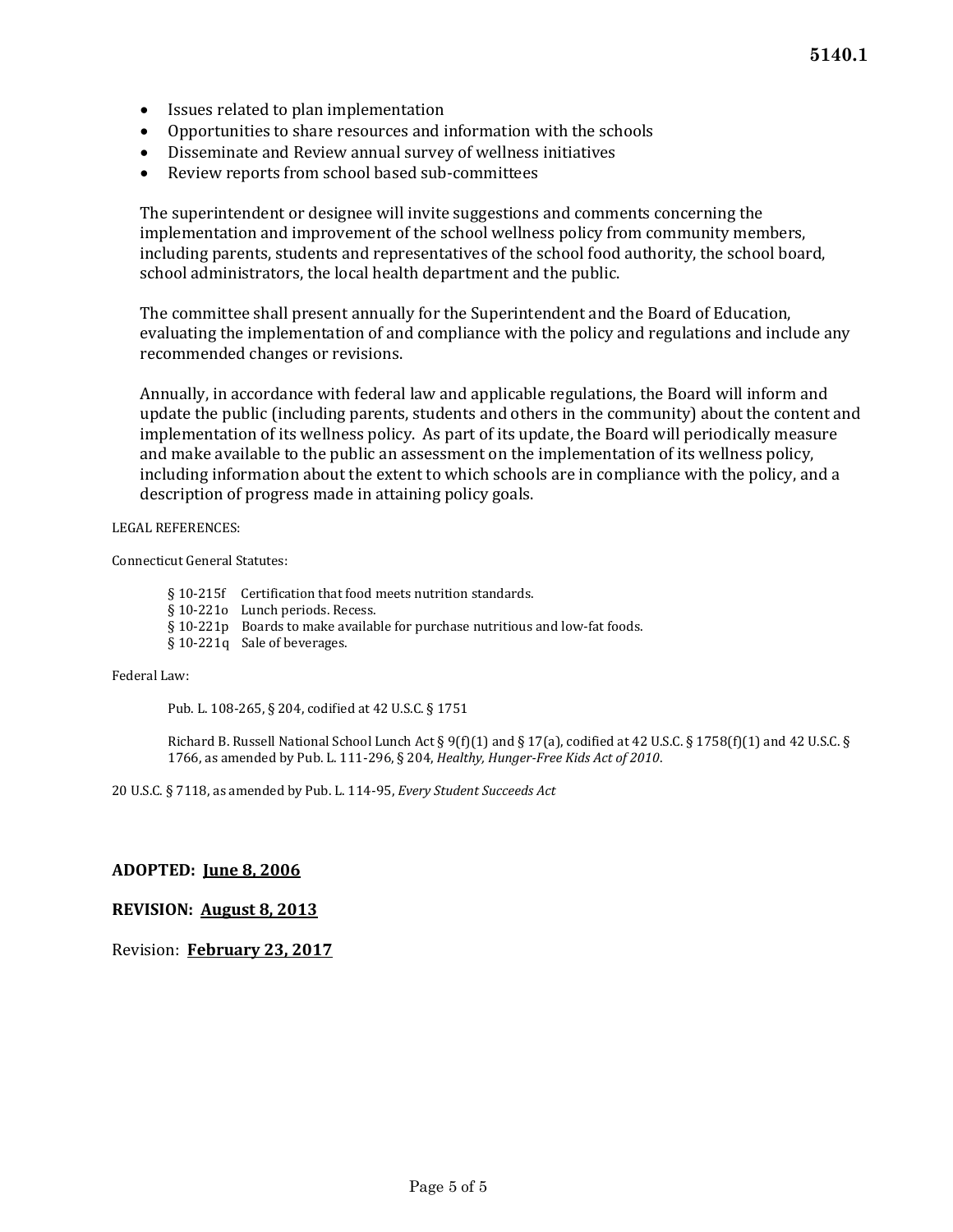- Issues related to plan implementation
- Opportunities to share resources and information with the schools
- Disseminate and Review annual survey of wellness initiatives
- Review reports from school based sub-committees

The superintendent or designee will invite suggestions and comments concerning the implementation and improvement of the school wellness policy from community members, including parents, students and representatives of the school food authority, the school board, school administrators, the local health department and the public.

The committee shall present annually for the Superintendent and the Board of Education, evaluating the implementation of and compliance with the policy and regulations and include any recommended changes or revisions.

Annually, in accordance with federal law and applicable regulations, the Board will inform and update the public (including parents, students and others in the community) about the content and implementation of its wellness policy. As part of its update, the Board will periodically measure and make available to the public an assessment on the implementation of its wellness policy, including information about the extent to which schools are in compliance with the policy, and a description of progress made in attaining policy goals.

LEGAL REFERENCES:

Connecticut General Statutes:

§ 10-215f Certification that food meets nutrition standards.
§ 10-221o Lunch periods. Recess.
§ 10-221p Boards to make available for purchase nutritious and low-fat foods.
§ 10-221q Sale of beverages.

Federal Law:

Pub. L. 108-265, § 204, codified at 42 U.S.C. § 1751

Richard B. Russell National School Lunch Act § 9(f)(1) and § 17(a), codified at 42 U.S.C. § 1758(f)(1) and 42 U.S.C. § 1766, as amended by Pub. L. 111-296, § 204, *Healthy, Hunger-Free Kids Act of 2010*.

20 U.S.C. § 7118, as amended by Pub. L. 114-95, *Every Student Succeeds Act*

**ADOPTED: June 8, 2006**

**REVISION: August 8, 2013**

Revision: **February 23, 2017**